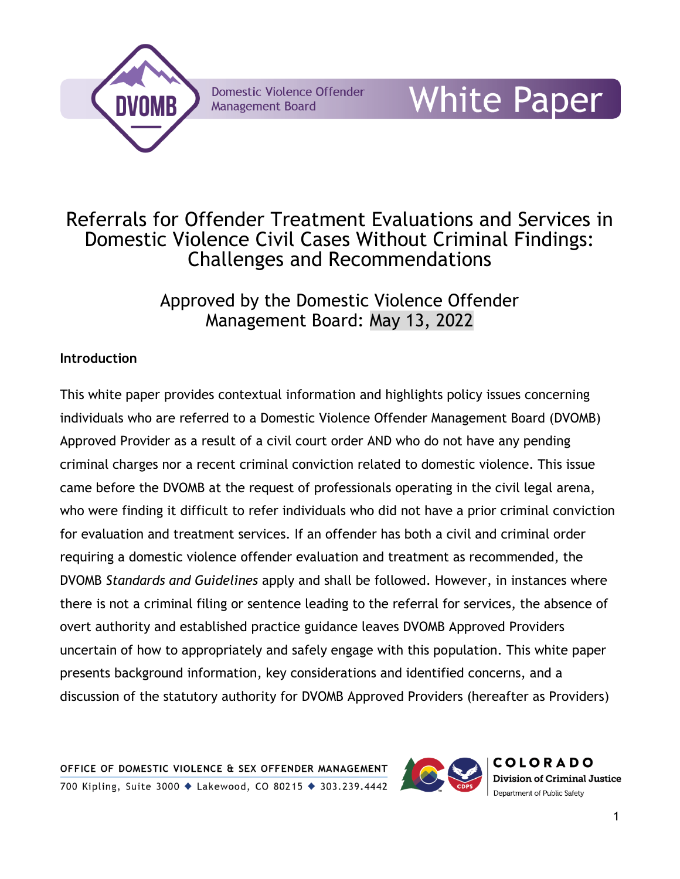# Referrals for Offender Treatment Evaluations and Services in Domestic Violence Civil Cases Without Criminal Findings: Challenges and Recommendations

Approved by the Domestic Violence Offender Management Board: May 13, 2022

## Introduction

This white paper provides contextual information and highlights policy issues concerning individuals who are referred to a Domestic Violence Offender Management Board (DVOMB) Approved Provider as a result of a civil court order AND who do not have any pending criminal charges nor a recent criminal conviction related to domestic violence. This issue came before the DVOMB at the request of professionals operating in the civil legal arena, who were finding it difficult to refer individuals who did not have a prior criminal conviction for evaluation and treatment services. If an offender has both a civil and criminal order requiring a domestic violence offender evaluation and treatment as recommended, the DVOMB *Standards and Guidelines* apply and shall be followed. However, in instances where there is not a criminal filing or sentence leading to the referral for services, the absence of overt authority and established practice guidance leaves DVOMB Approved Providers uncertain of how to appropriately and safely engage with this population. This white paper presents background information, key considerations and identified concerns, and a discussion of the statutory authority for DVOMB Approved Providers (hereafter as Providers)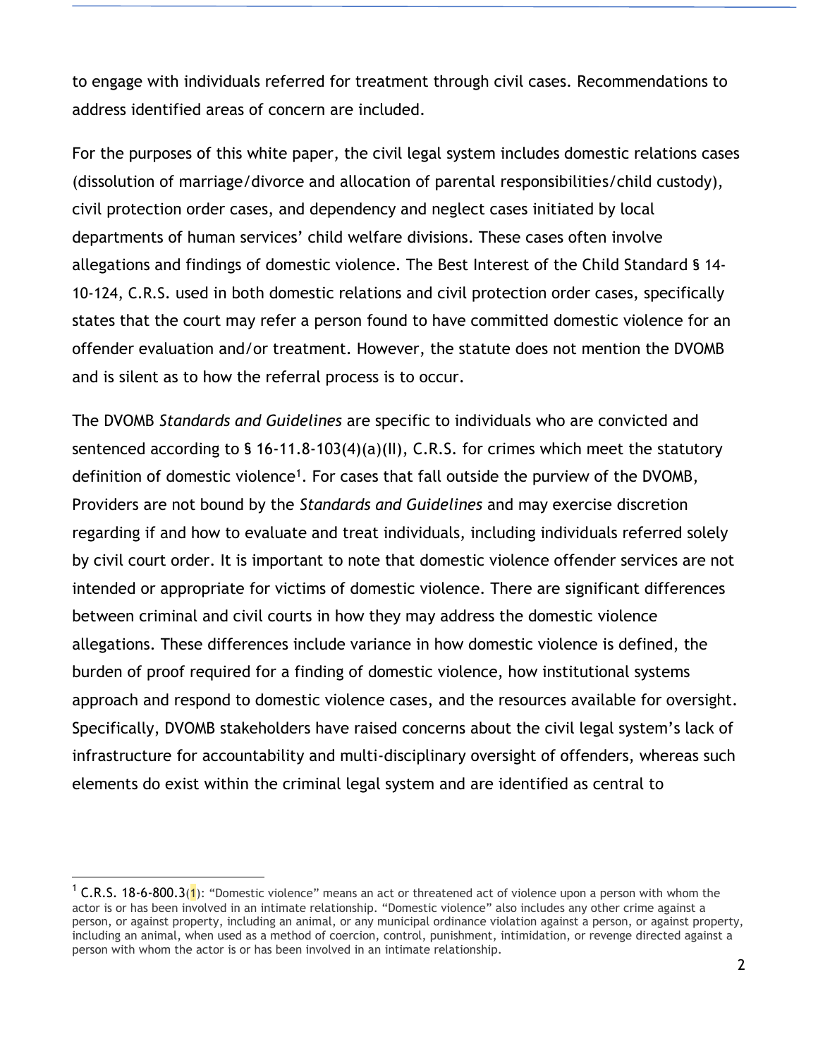to engage with individuals referred for treatment through civil cases. Recommendations to address identified areas of concern are included.

For the purposes of this white paper, the civil legal system includes domestic relations cases (dissolution of marriage/divorce and allocation of parental responsibilities/child custody), civil protection order cases, and dependency and neglect cases initiated by local departments of human services' child welfare divisions. These cases often involve allegations and findings of domestic violence. The Best Interest of the Child Standard § 14-10-124, C.R.S. used in both domestic relations and civil protection order cases, specifically states that the court may refer a person found to have committed domestic violence for an offender evaluation and/or treatment. However, the statute does not mention the DVOMB and is silent as to how the referral process is to occur.

The DVOMB *Standards and Guidelines* are specific to individuals who are convicted and sentenced according to § 16-11.8-103(4)(a)(II), C.R.S. for crimes which meet the statutory definition of domestic violence[1]. For cases that fall outside the purview of the DVOMB, Providers are not bound by the *Standards and Guidelines* and may exercise discretion regarding if and how to evaluate and treat individuals, including individuals referred solely by civil court order. It is important to note that domestic violence offender services are not intended or appropriate for victims of domestic violence. There are significant differences between criminal and civil courts in how they may address the domestic violence allegations. These differences include variance in how domestic violence is defined, the burden of proof required for a finding of domestic violence, how institutional systems approach and respond to domestic violence cases, and the resources available for oversight. Specifically, DVOMB stakeholders have raised concerns about the civil legal system's lack of infrastructure for accountability and multi-disciplinary oversight of offenders, whereas such elements do exist within the criminal legal system and are identified as central to

[1] C.R.S. 18-6-800.3(1): "Domestic violence" means an act or threatened act of violence upon a person with whom the actor is or has been involved in an intimate relationship. "Domestic violence" also includes any other crime against a person, or against property, including an animal, or any municipal ordinance violation against a person, or against property, including an animal, when used as a method of coercion, control, punishment, intimidation, or revenge directed against a person with whom the actor is or has been involved in an intimate relationship.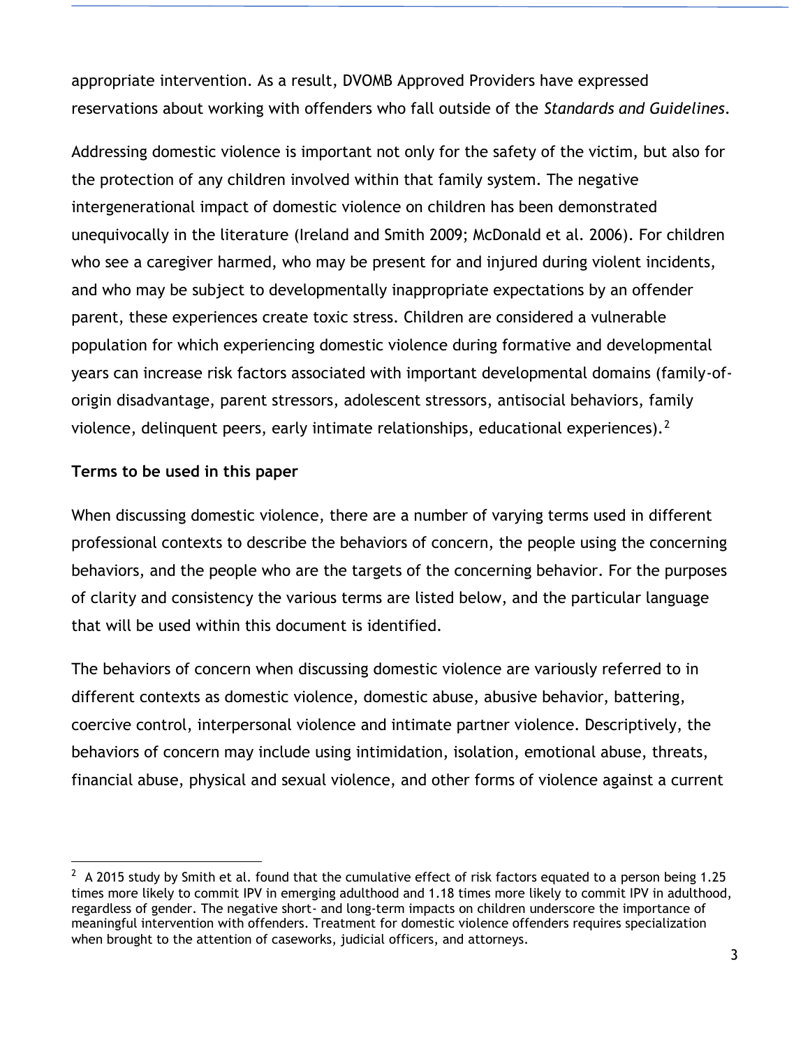appropriate intervention. As a result, DVOMB Approved Providers have expressed reservations about working with offenders who fall outside of the *Standards and Guidelines*.

Addressing domestic violence is important not only for the safety of the victim, but also for the protection of any children involved within that family system. The negative intergenerational impact of domestic violence on children has been demonstrated unequivocally in the literature (Ireland and Smith 2009; McDonald et al. 2006). For children who see a caregiver harmed, who may be present for and injured during violent incidents, and who may be subject to developmentally inappropriate expectations by an offender parent, these experiences create toxic stress. Children are considered a vulnerable population for which experiencing domestic violence during formative and developmental years can increase risk factors associated with important developmental domains (family-of-origin disadvantage, parent stressors, adolescent stressors, antisocial behaviors, family violence, delinquent peers, early intimate relationships, educational experiences).[2]

**Terms to be used in this paper**

When discussing domestic violence, there are a number of varying terms used in different professional contexts to describe the behaviors of concern, the people using the concerning behaviors, and the people who are the targets of the concerning behavior. For the purposes of clarity and consistency the various terms are listed below, and the particular language that will be used within this document is identified.

The behaviors of concern when discussing domestic violence are variously referred to in different contexts as domestic violence, domestic abuse, abusive behavior, battering, coercive control, interpersonal violence and intimate partner violence. Descriptively, the behaviors of concern may include using intimidation, isolation, emotional abuse, threats, financial abuse, physical and sexual violence, and other forms of violence against a current

[2] A 2015 study by Smith et al. found that the cumulative effect of risk factors equated to a person being 1.25 times more likely to commit IPV in emerging adulthood and 1.18 times more likely to commit IPV in adulthood, regardless of gender. The negative short- and long-term impacts on children underscore the importance of meaningful intervention with offenders. Treatment for domestic violence offenders requires specialization when brought to the attention of caseworks, judicial officers, and attorneys.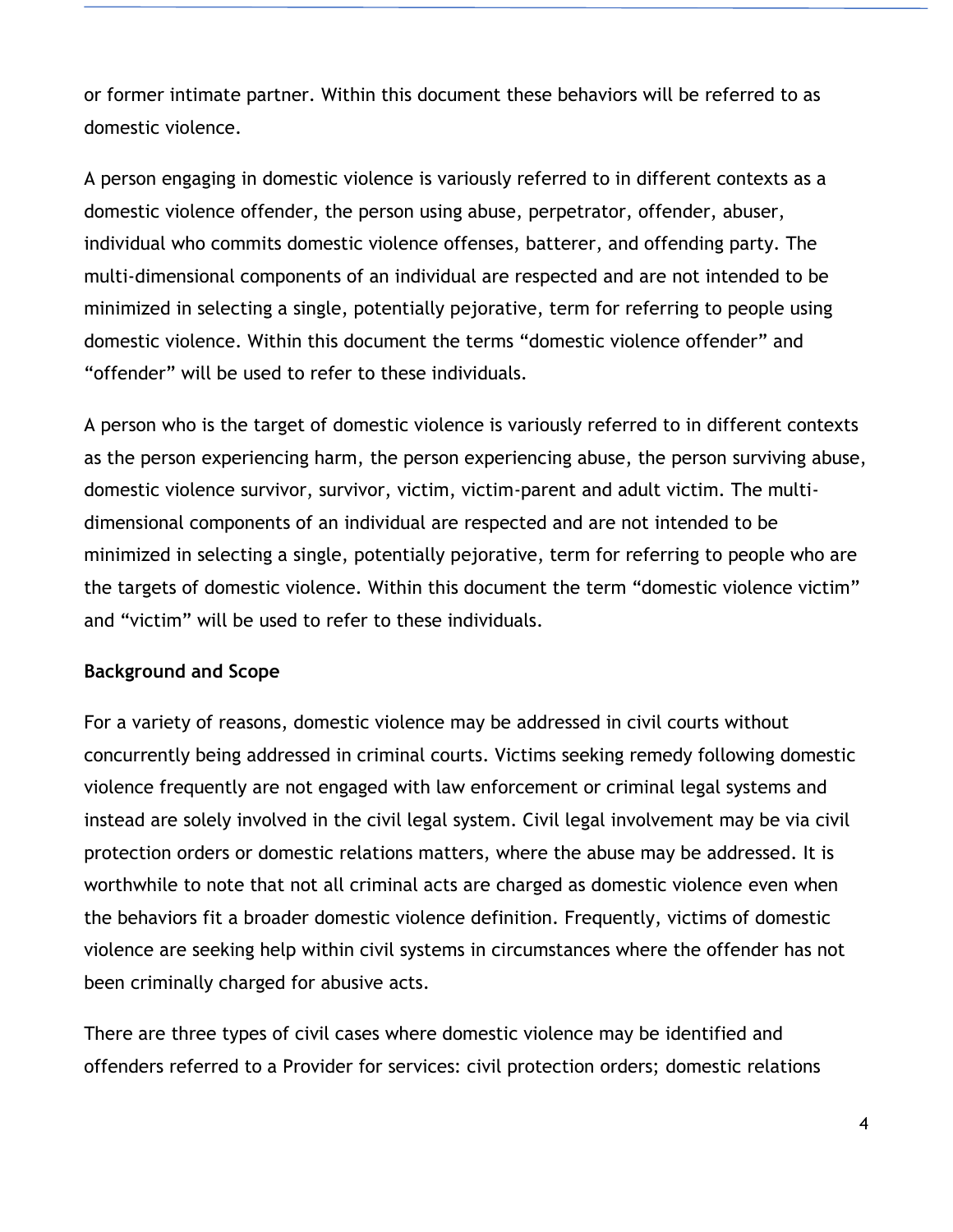or former intimate partner. Within this document these behaviors will be referred to as domestic violence.

A person engaging in domestic violence is variously referred to in different contexts as a domestic violence offender, the person using abuse, perpetrator, offender, abuser, individual who commits domestic violence offenses, batterer, and offending party. The multi-dimensional components of an individual are respected and are not intended to be minimized in selecting a single, potentially pejorative, term for referring to people using domestic violence. Within this document the terms “domestic violence offender” and “offender” will be used to refer to these individuals.

A person who is the target of domestic violence is variously referred to in different contexts as the person experiencing harm, the person experiencing abuse, the person surviving abuse, domestic violence survivor, survivor, victim, victim-parent and adult victim. The multi-dimensional components of an individual are respected and are not intended to be minimized in selecting a single, potentially pejorative, term for referring to people who are the targets of domestic violence. Within this document the term “domestic violence victim” and “victim” will be used to refer to these individuals.

**Background and Scope**

For a variety of reasons, domestic violence may be addressed in civil courts without concurrently being addressed in criminal courts. Victims seeking remedy following domestic violence frequently are not engaged with law enforcement or criminal legal systems and instead are solely involved in the civil legal system. Civil legal involvement may be via civil protection orders or domestic relations matters, where the abuse may be addressed. It is worthwhile to note that not all criminal acts are charged as domestic violence even when the behaviors fit a broader domestic violence definition. Frequently, victims of domestic violence are seeking help within civil systems in circumstances where the offender has not been criminally charged for abusive acts.

There are three types of civil cases where domestic violence may be identified and offenders referred to a Provider for services: civil protection orders; domestic relations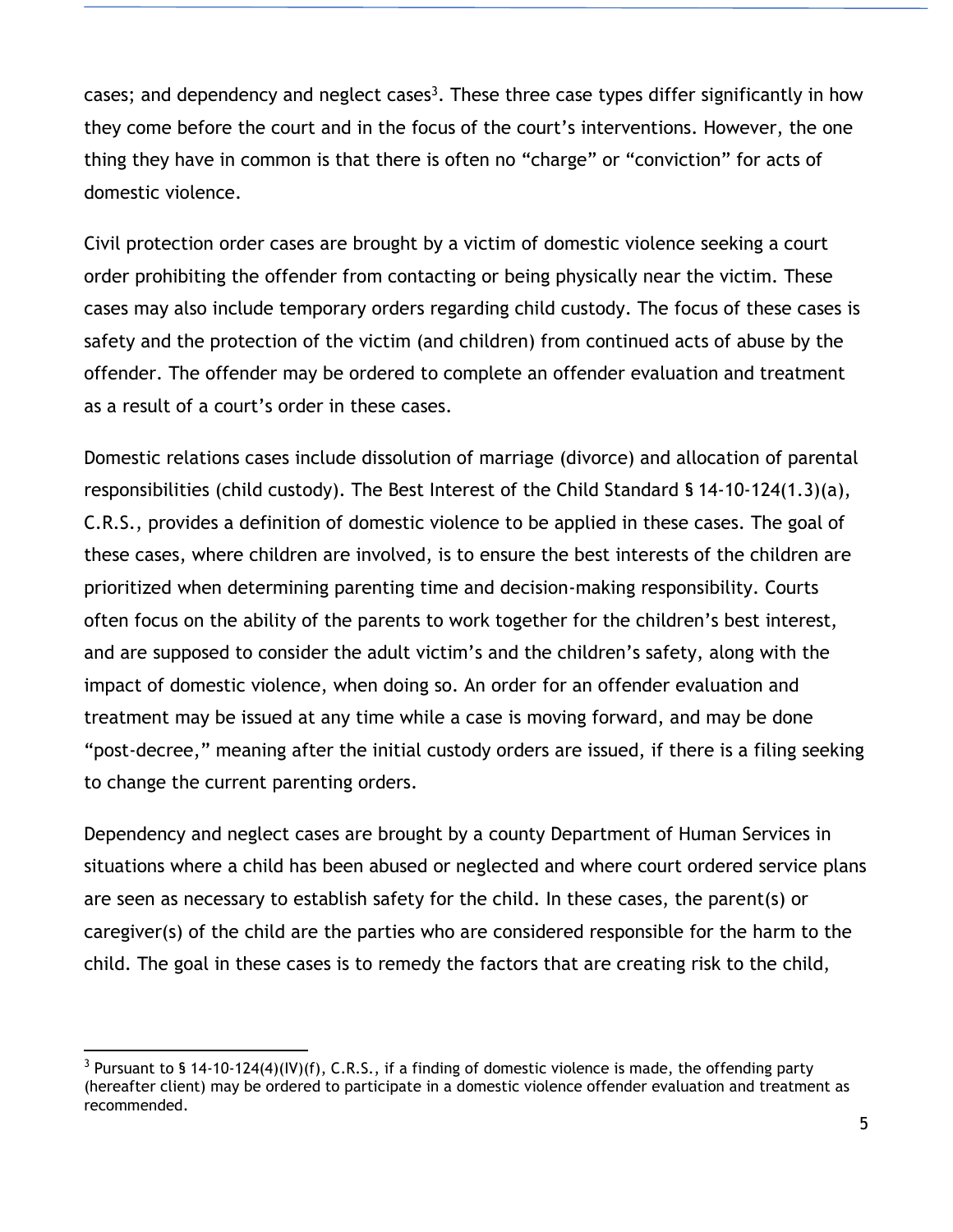cases; and dependency and neglect cases[3]. These three case types differ significantly in how they come before the court and in the focus of the court's interventions. However, the one thing they have in common is that there is often no "charge" or "conviction" for acts of domestic violence.

Civil protection order cases are brought by a victim of domestic violence seeking a court order prohibiting the offender from contacting or being physically near the victim. These cases may also include temporary orders regarding child custody. The focus of these cases is safety and the protection of the victim (and children) from continued acts of abuse by the offender. The offender may be ordered to complete an offender evaluation and treatment as a result of a court's order in these cases.

Domestic relations cases include dissolution of marriage (divorce) and allocation of parental responsibilities (child custody). The Best Interest of the Child Standard § 14-10-124(1.3)(a), C.R.S., provides a definition of domestic violence to be applied in these cases. The goal of these cases, where children are involved, is to ensure the best interests of the children are prioritized when determining parenting time and decision-making responsibility. Courts often focus on the ability of the parents to work together for the children's best interest, and are supposed to consider the adult victim's and the children's safety, along with the impact of domestic violence, when doing so. An order for an offender evaluation and treatment may be issued at any time while a case is moving forward, and may be done "post-decree," meaning after the initial custody orders are issued, if there is a filing seeking to change the current parenting orders.

Dependency and neglect cases are brought by a county Department of Human Services in situations where a child has been abused or neglected and where court ordered service plans are seen as necessary to establish safety for the child. In these cases, the parent(s) or caregiver(s) of the child are the parties who are considered responsible for the harm to the child. The goal in these cases is to remedy the factors that are creating risk to the child,

---

[3] Pursuant to § 14-10-124(4)(IV)(f), C.R.S., if a finding of domestic violence is made, the offending party (hereafter client) may be ordered to participate in a domestic violence offender evaluation and treatment as recommended.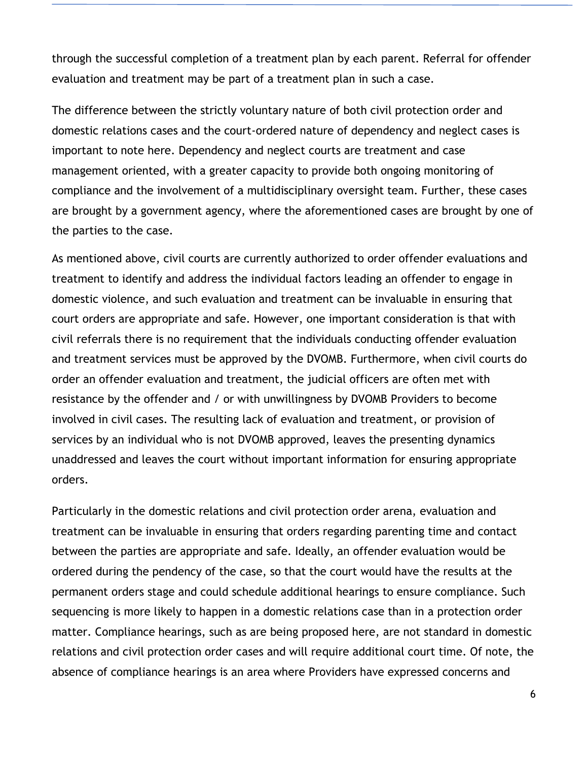through the successful completion of a treatment plan by each parent. Referral for offender evaluation and treatment may be part of a treatment plan in such a case.

The difference between the strictly voluntary nature of both civil protection order and domestic relations cases and the court-ordered nature of dependency and neglect cases is important to note here. Dependency and neglect courts are treatment and case management oriented, with a greater capacity to provide both ongoing monitoring of compliance and the involvement of a multidisciplinary oversight team. Further, these cases are brought by a government agency, where the aforementioned cases are brought by one of the parties to the case.

As mentioned above, civil courts are currently authorized to order offender evaluations and treatment to identify and address the individual factors leading an offender to engage in domestic violence, and such evaluation and treatment can be invaluable in ensuring that court orders are appropriate and safe. However, one important consideration is that with civil referrals there is no requirement that the individuals conducting offender evaluation and treatment services must be approved by the DVOMB. Furthermore, when civil courts do order an offender evaluation and treatment, the judicial officers are often met with resistance by the offender and / or with unwillingness by DVOMB Providers to become involved in civil cases. The resulting lack of evaluation and treatment, or provision of services by an individual who is not DVOMB approved, leaves the presenting dynamics unaddressed and leaves the court without important information for ensuring appropriate orders.

Particularly in the domestic relations and civil protection order arena, evaluation and treatment can be invaluable in ensuring that orders regarding parenting time and contact between the parties are appropriate and safe. Ideally, an offender evaluation would be ordered during the pendency of the case, so that the court would have the results at the permanent orders stage and could schedule additional hearings to ensure compliance. Such sequencing is more likely to happen in a domestic relations case than in a protection order matter. Compliance hearings, such as are being proposed here, are not standard in domestic relations and civil protection order cases and will require additional court time. Of note, the absence of compliance hearings is an area where Providers have expressed concerns and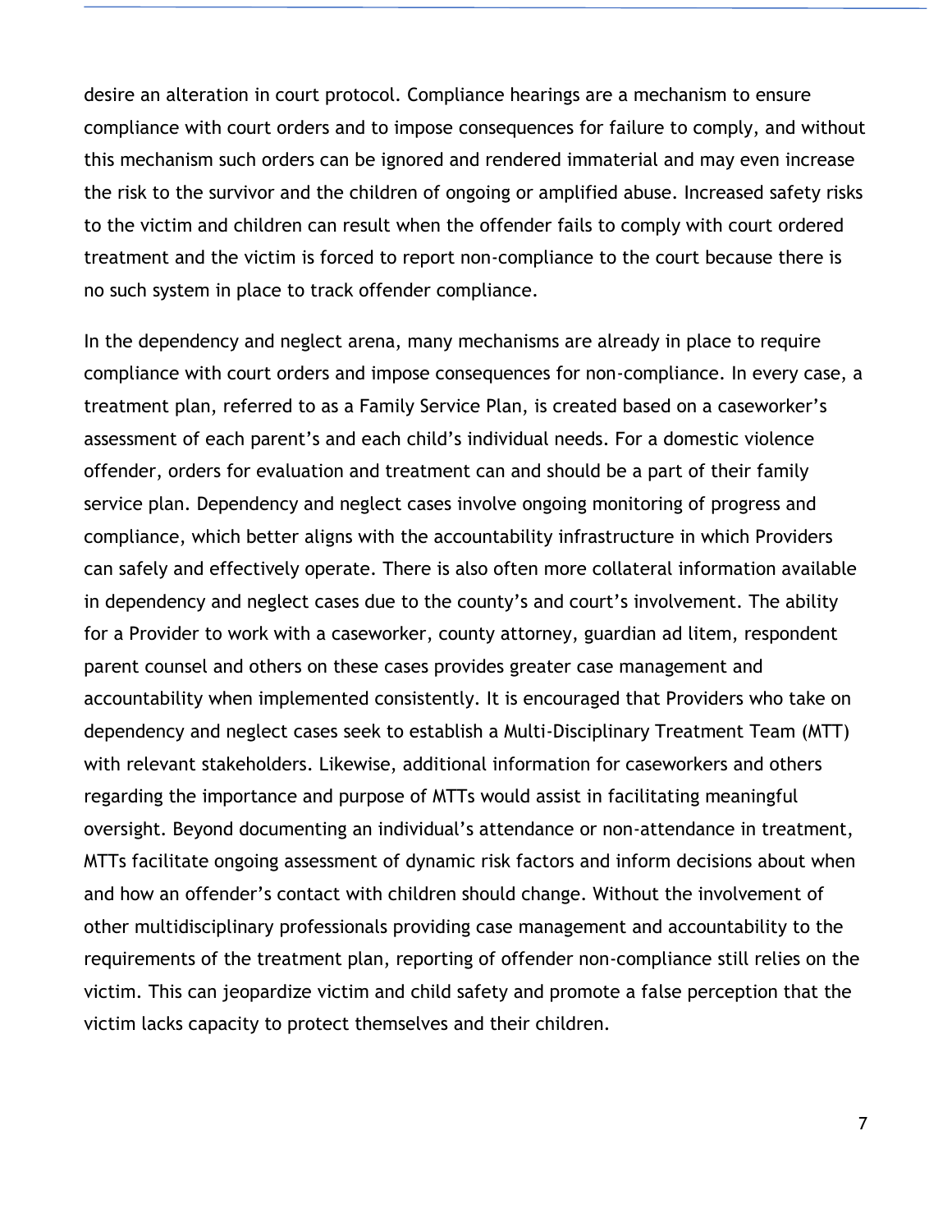desire an alteration in court protocol. Compliance hearings are a mechanism to ensure compliance with court orders and to impose consequences for failure to comply, and without this mechanism such orders can be ignored and rendered immaterial and may even increase the risk to the survivor and the children of ongoing or amplified abuse. Increased safety risks to the victim and children can result when the offender fails to comply with court ordered treatment and the victim is forced to report non-compliance to the court because there is no such system in place to track offender compliance.

In the dependency and neglect arena, many mechanisms are already in place to require compliance with court orders and impose consequences for non-compliance. In every case, a treatment plan, referred to as a Family Service Plan, is created based on a caseworker's assessment of each parent's and each child's individual needs. For a domestic violence offender, orders for evaluation and treatment can and should be a part of their family service plan. Dependency and neglect cases involve ongoing monitoring of progress and compliance, which better aligns with the accountability infrastructure in which Providers can safely and effectively operate. There is also often more collateral information available in dependency and neglect cases due to the county's and court's involvement. The ability for a Provider to work with a caseworker, county attorney, guardian ad litem, respondent parent counsel and others on these cases provides greater case management and accountability when implemented consistently. It is encouraged that Providers who take on dependency and neglect cases seek to establish a Multi-Disciplinary Treatment Team (MTT) with relevant stakeholders. Likewise, additional information for caseworkers and others regarding the importance and purpose of MTTs would assist in facilitating meaningful oversight. Beyond documenting an individual's attendance or non-attendance in treatment, MTTs facilitate ongoing assessment of dynamic risk factors and inform decisions about when and how an offender's contact with children should change. Without the involvement of other multidisciplinary professionals providing case management and accountability to the requirements of the treatment plan, reporting of offender non-compliance still relies on the victim. This can jeopardize victim and child safety and promote a false perception that the victim lacks capacity to protect themselves and their children.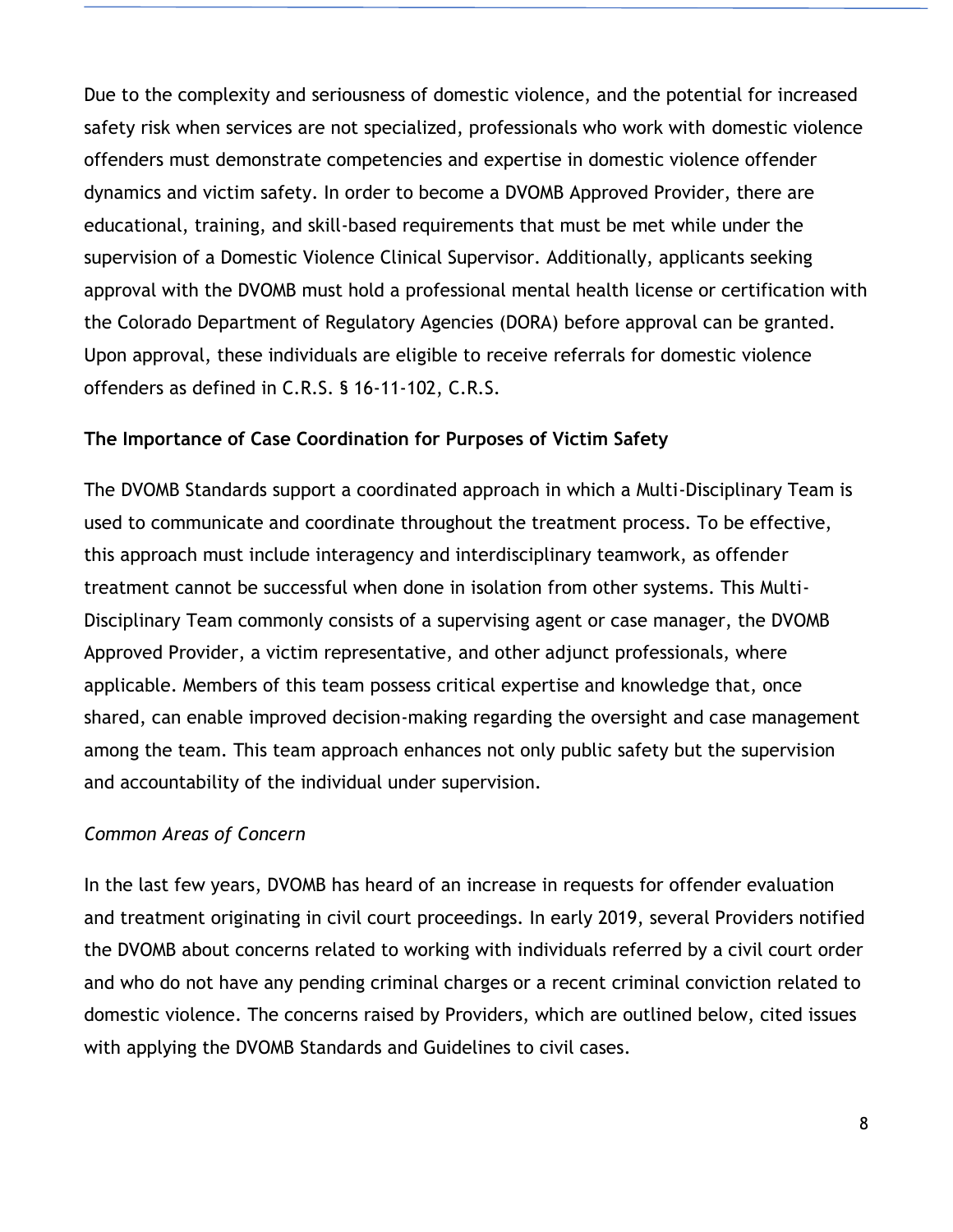Due to the complexity and seriousness of domestic violence, and the potential for increased safety risk when services are not specialized, professionals who work with domestic violence offenders must demonstrate competencies and expertise in domestic violence offender dynamics and victim safety. In order to become a DVOMB Approved Provider, there are educational, training, and skill-based requirements that must be met while under the supervision of a Domestic Violence Clinical Supervisor. Additionally, applicants seeking approval with the DVOMB must hold a professional mental health license or certification with the Colorado Department of Regulatory Agencies (DORA) before approval can be granted. Upon approval, these individuals are eligible to receive referrals for domestic violence offenders as defined in C.R.S. § 16-11-102, C.R.S.

**The Importance of Case Coordination for Purposes of Victim Safety**

The DVOMB Standards support a coordinated approach in which a Multi-Disciplinary Team is used to communicate and coordinate throughout the treatment process. To be effective, this approach must include interagency and interdisciplinary teamwork, as offender treatment cannot be successful when done in isolation from other systems. This Multi-Disciplinary Team commonly consists of a supervising agent or case manager, the DVOMB Approved Provider, a victim representative, and other adjunct professionals, where applicable. Members of this team possess critical expertise and knowledge that, once shared, can enable improved decision-making regarding the oversight and case management among the team. This team approach enhances not only public safety but the supervision and accountability of the individual under supervision.

*Common Areas of Concern*

In the last few years, DVOMB has heard of an increase in requests for offender evaluation and treatment originating in civil court proceedings. In early 2019, several Providers notified the DVOMB about concerns related to working with individuals referred by a civil court order and who do not have any pending criminal charges or a recent criminal conviction related to domestic violence. The concerns raised by Providers, which are outlined below, cited issues with applying the DVOMB Standards and Guidelines to civil cases.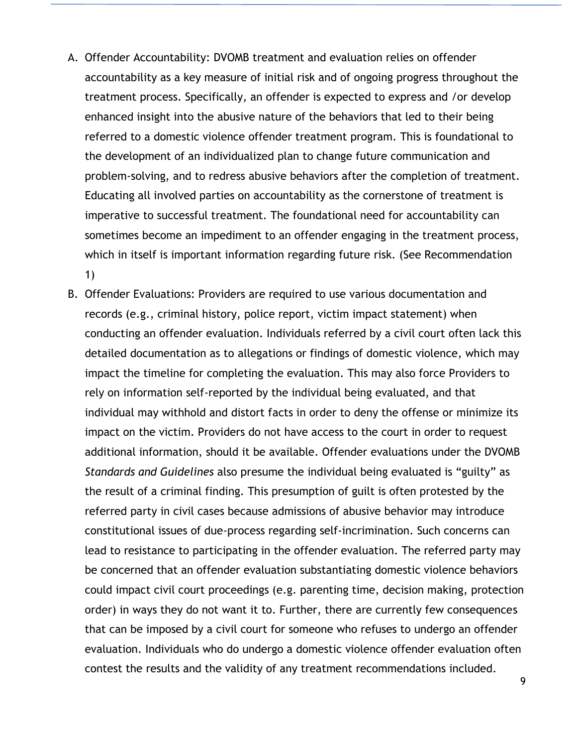A. Offender Accountability: DVOMB treatment and evaluation relies on offender accountability as a key measure of initial risk and of ongoing progress throughout the treatment process. Specifically, an offender is expected to express and /or develop enhanced insight into the abusive nature of the behaviors that led to their being referred to a domestic violence offender treatment program. This is foundational to the development of an individualized plan to change future communication and problem-solving, and to redress abusive behaviors after the completion of treatment. Educating all involved parties on accountability as the cornerstone of treatment is imperative to successful treatment. The foundational need for accountability can sometimes become an impediment to an offender engaging in the treatment process, which in itself is important information regarding future risk. (See Recommendation 1)

B. Offender Evaluations: Providers are required to use various documentation and records (e.g., criminal history, police report, victim impact statement) when conducting an offender evaluation. Individuals referred by a civil court often lack this detailed documentation as to allegations or findings of domestic violence, which may impact the timeline for completing the evaluation. This may also force Providers to rely on information self-reported by the individual being evaluated, and that individual may withhold and distort facts in order to deny the offense or minimize its impact on the victim. Providers do not have access to the court in order to request additional information, should it be available. Offender evaluations under the DVOMB *Standards and Guidelines* also presume the individual being evaluated is "guilty" as the result of a criminal finding. This presumption of guilt is often protested by the referred party in civil cases because admissions of abusive behavior may introduce constitutional issues of due-process regarding self-incrimination. Such concerns can lead to resistance to participating in the offender evaluation. The referred party may be concerned that an offender evaluation substantiating domestic violence behaviors could impact civil court proceedings (e.g. parenting time, decision making, protection order) in ways they do not want it to. Further, there are currently few consequences that can be imposed by a civil court for someone who refuses to undergo an offender evaluation. Individuals who do undergo a domestic violence offender evaluation often contest the results and the validity of any treatment recommendations included.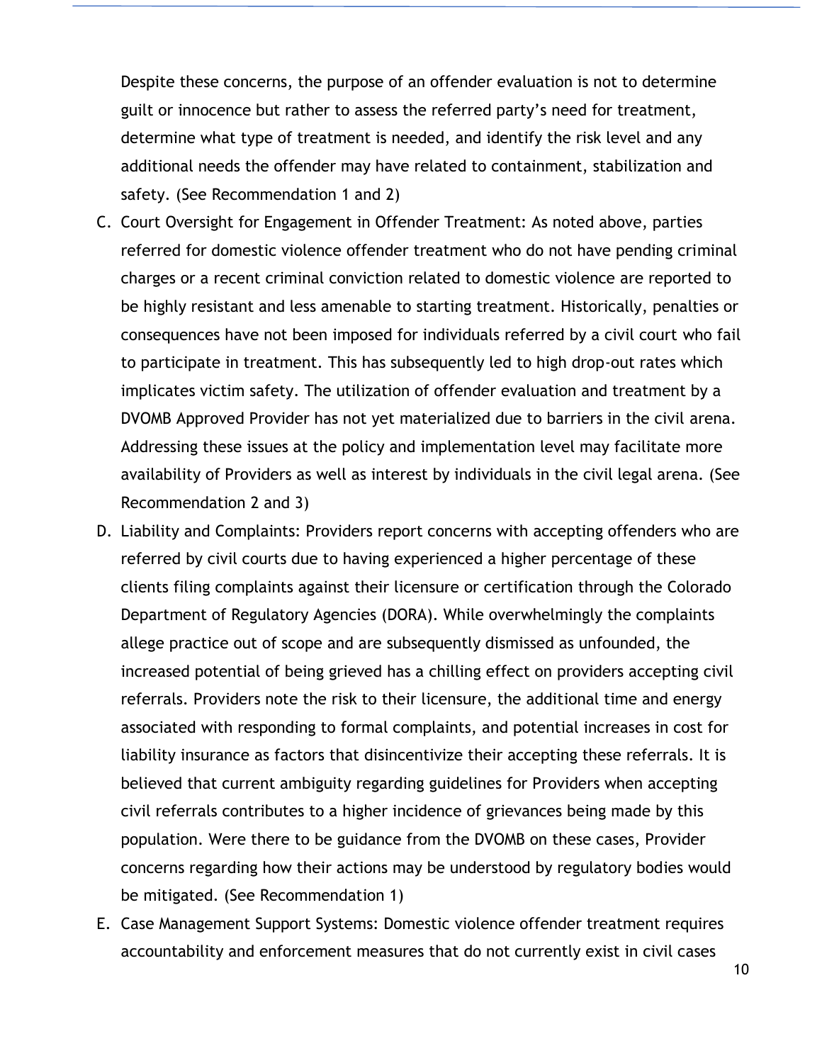Despite these concerns, the purpose of an offender evaluation is not to determine guilt or innocence but rather to assess the referred party's need for treatment, determine what type of treatment is needed, and identify the risk level and any additional needs the offender may have related to containment, stabilization and safety. (See Recommendation 1 and 2)

C. Court Oversight for Engagement in Offender Treatment: As noted above, parties referred for domestic violence offender treatment who do not have pending criminal charges or a recent criminal conviction related to domestic violence are reported to be highly resistant and less amenable to starting treatment. Historically, penalties or consequences have not been imposed for individuals referred by a civil court who fail to participate in treatment. This has subsequently led to high drop-out rates which implicates victim safety. The utilization of offender evaluation and treatment by a DVOMB Approved Provider has not yet materialized due to barriers in the civil arena. Addressing these issues at the policy and implementation level may facilitate more availability of Providers as well as interest by individuals in the civil legal arena. (See Recommendation 2 and 3)

D. Liability and Complaints: Providers report concerns with accepting offenders who are referred by civil courts due to having experienced a higher percentage of these clients filing complaints against their licensure or certification through the Colorado Department of Regulatory Agencies (DORA). While overwhelmingly the complaints allege practice out of scope and are subsequently dismissed as unfounded, the increased potential of being grieved has a chilling effect on providers accepting civil referrals. Providers note the risk to their licensure, the additional time and energy associated with responding to formal complaints, and potential increases in cost for liability insurance as factors that disincentivize their accepting these referrals. It is believed that current ambiguity regarding guidelines for Providers when accepting civil referrals contributes to a higher incidence of grievances being made by this population. Were there to be guidance from the DVOMB on these cases, Provider concerns regarding how their actions may be understood by regulatory bodies would be mitigated. (See Recommendation 1)

E. Case Management Support Systems: Domestic violence offender treatment requires accountability and enforcement measures that do not currently exist in civil cases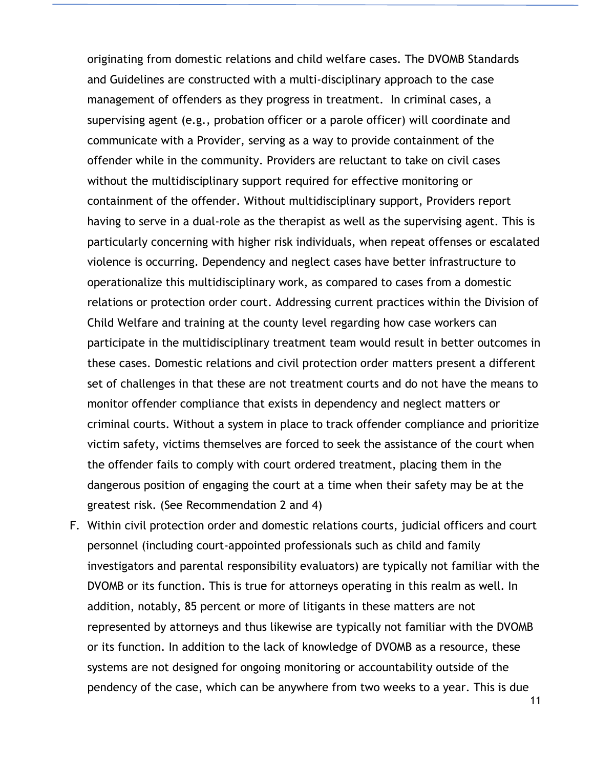originating from domestic relations and child welfare cases. The DVOMB Standards and Guidelines are constructed with a multi-disciplinary approach to the case management of offenders as they progress in treatment. In criminal cases, a supervising agent (e.g., probation officer or a parole officer) will coordinate and communicate with a Provider, serving as a way to provide containment of the offender while in the community. Providers are reluctant to take on civil cases without the multidisciplinary support required for effective monitoring or containment of the offender. Without multidisciplinary support, Providers report having to serve in a dual-role as the therapist as well as the supervising agent. This is particularly concerning with higher risk individuals, when repeat offenses or escalated violence is occurring. Dependency and neglect cases have better infrastructure to operationalize this multidisciplinary work, as compared to cases from a domestic relations or protection order court. Addressing current practices within the Division of Child Welfare and training at the county level regarding how case workers can participate in the multidisciplinary treatment team would result in better outcomes in these cases. Domestic relations and civil protection order matters present a different set of challenges in that these are not treatment courts and do not have the means to monitor offender compliance that exists in dependency and neglect matters or criminal courts. Without a system in place to track offender compliance and prioritize victim safety, victims themselves are forced to seek the assistance of the court when the offender fails to comply with court ordered treatment, placing them in the dangerous position of engaging the court at a time when their safety may be at the greatest risk. (See Recommendation 2 and 4)

F. Within civil protection order and domestic relations courts, judicial officers and court personnel (including court-appointed professionals such as child and family investigators and parental responsibility evaluators) are typically not familiar with the DVOMB or its function. This is true for attorneys operating in this realm as well. In addition, notably, 85 percent or more of litigants in these matters are not represented by attorneys and thus likewise are typically not familiar with the DVOMB or its function. In addition to the lack of knowledge of DVOMB as a resource, these systems are not designed for ongoing monitoring or accountability outside of the pendency of the case, which can be anywhere from two weeks to a year. This is due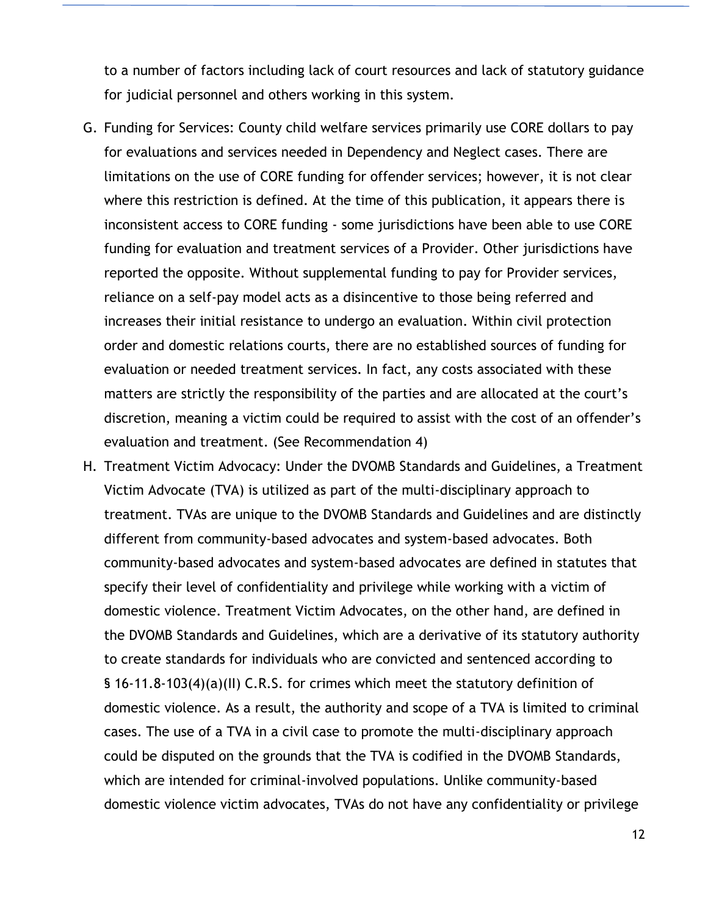to a number of factors including lack of court resources and lack of statutory guidance for judicial personnel and others working in this system.

G. Funding for Services: County child welfare services primarily use CORE dollars to pay for evaluations and services needed in Dependency and Neglect cases. There are limitations on the use of CORE funding for offender services; however, it is not clear where this restriction is defined. At the time of this publication, it appears there is inconsistent access to CORE funding - some jurisdictions have been able to use CORE funding for evaluation and treatment services of a Provider. Other jurisdictions have reported the opposite. Without supplemental funding to pay for Provider services, reliance on a self-pay model acts as a disincentive to those being referred and increases their initial resistance to undergo an evaluation. Within civil protection order and domestic relations courts, there are no established sources of funding for evaluation or needed treatment services. In fact, any costs associated with these matters are strictly the responsibility of the parties and are allocated at the court's discretion, meaning a victim could be required to assist with the cost of an offender's evaluation and treatment. (See Recommendation 4)

H. Treatment Victim Advocacy: Under the DVOMB Standards and Guidelines, a Treatment Victim Advocate (TVA) is utilized as part of the multi-disciplinary approach to treatment. TVAs are unique to the DVOMB Standards and Guidelines and are distinctly different from community-based advocates and system-based advocates. Both community-based advocates and system-based advocates are defined in statutes that specify their level of confidentiality and privilege while working with a victim of domestic violence. Treatment Victim Advocates, on the other hand, are defined in the DVOMB Standards and Guidelines, which are a derivative of its statutory authority to create standards for individuals who are convicted and sentenced according to § 16-11.8-103(4)(a)(II) C.R.S. for crimes which meet the statutory definition of domestic violence. As a result, the authority and scope of a TVA is limited to criminal cases. The use of a TVA in a civil case to promote the multi-disciplinary approach could be disputed on the grounds that the TVA is codified in the DVOMB Standards, which are intended for criminal-involved populations. Unlike community-based domestic violence victim advocates, TVAs do not have any confidentiality or privilege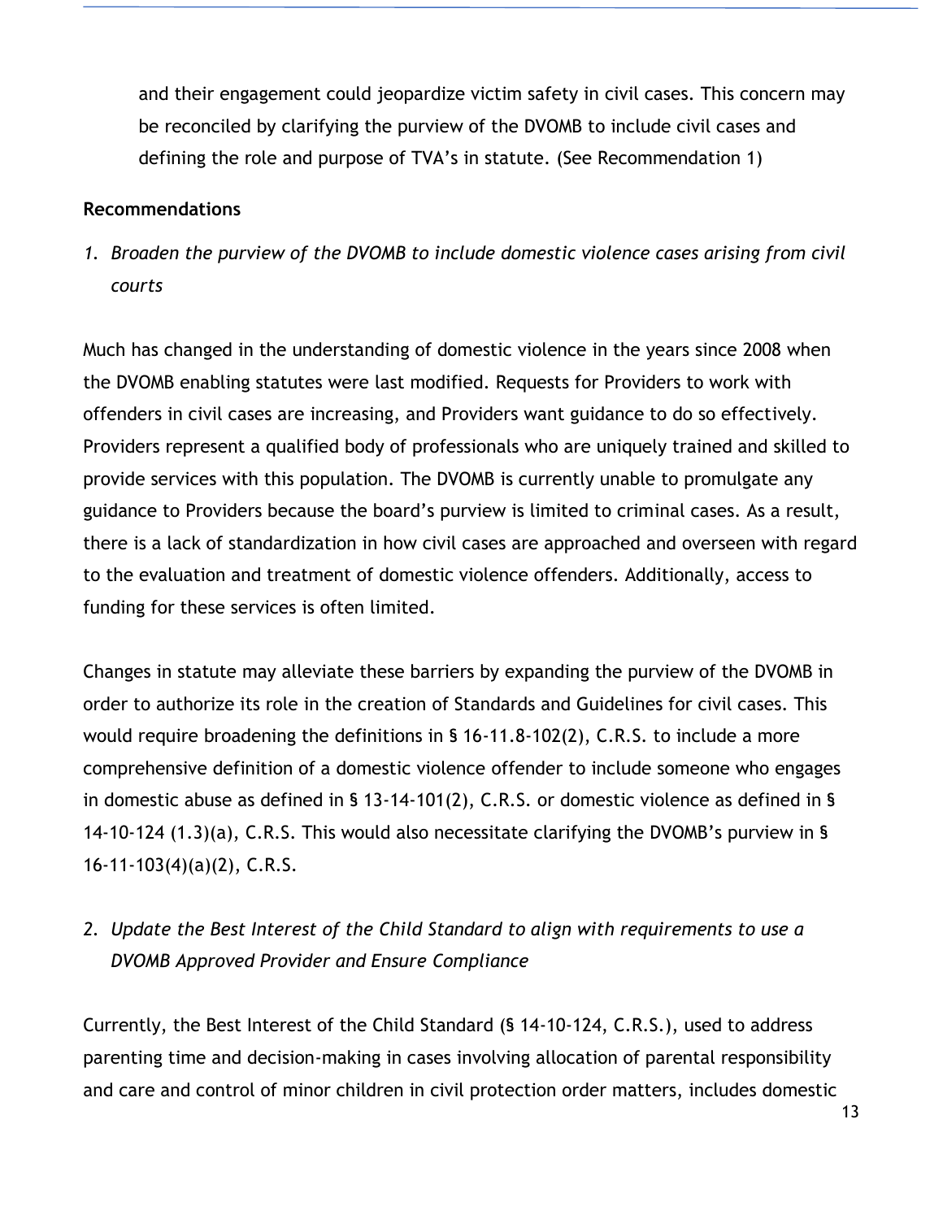and their engagement could jeopardize victim safety in civil cases. This concern may be reconciled by clarifying the purview of the DVOMB to include civil cases and defining the role and purpose of TVA's in statute. (See Recommendation 1)

**Recommendations**

1. *Broaden the purview of the DVOMB to include domestic violence cases arising from civil courts*

Much has changed in the understanding of domestic violence in the years since 2008 when the DVOMB enabling statutes were last modified. Requests for Providers to work with offenders in civil cases are increasing, and Providers want guidance to do so effectively. Providers represent a qualified body of professionals who are uniquely trained and skilled to provide services with this population. The DVOMB is currently unable to promulgate any guidance to Providers because the board's purview is limited to criminal cases. As a result, there is a lack of standardization in how civil cases are approached and overseen with regard to the evaluation and treatment of domestic violence offenders. Additionally, access to funding for these services is often limited.

Changes in statute may alleviate these barriers by expanding the purview of the DVOMB in order to authorize its role in the creation of Standards and Guidelines for civil cases. This would require broadening the definitions in § 16-11.8-102(2), C.R.S. to include a more comprehensive definition of a domestic violence offender to include someone who engages in domestic abuse as defined in § 13-14-101(2), C.R.S. or domestic violence as defined in § 14-10-124 (1.3)(a), C.R.S. This would also necessitate clarifying the DVOMB's purview in § 16-11-103(4)(a)(2), C.R.S.

2. *Update the Best Interest of the Child Standard to align with requirements to use a DVOMB Approved Provider and Ensure Compliance*

Currently, the Best Interest of the Child Standard (§ 14-10-124, C.R.S.), used to address parenting time and decision-making in cases involving allocation of parental responsibility and care and control of minor children in civil protection order matters, includes domestic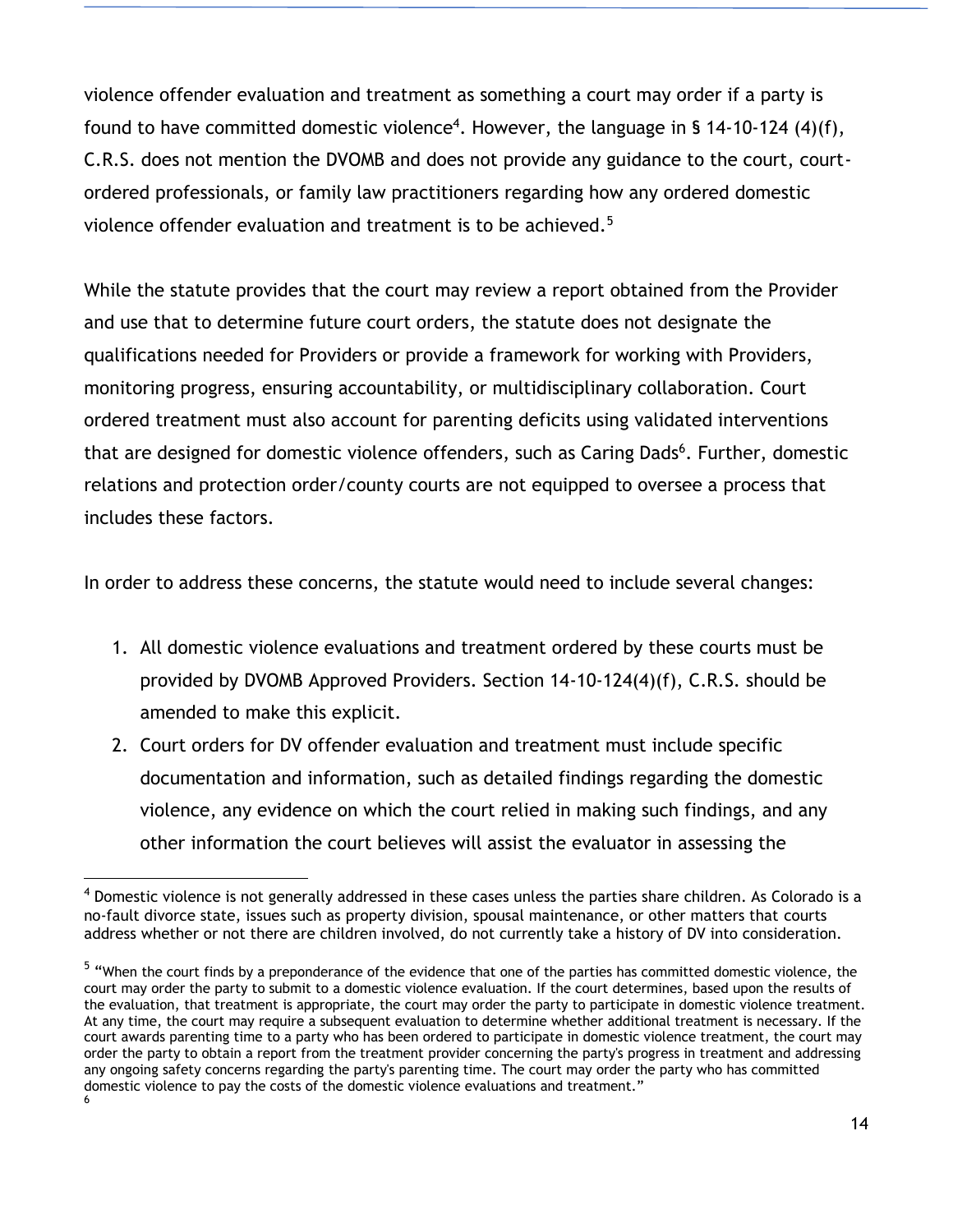violence offender evaluation and treatment as something a court may order if a party is found to have committed domestic violence[4]. However, the language in § 14-10-124 (4)(f), C.R.S. does not mention the DVOMB and does not provide any guidance to the court, court-ordered professionals, or family law practitioners regarding how any ordered domestic violence offender evaluation and treatment is to be achieved.[5]

While the statute provides that the court may review a report obtained from the Provider and use that to determine future court orders, the statute does not designate the qualifications needed for Providers or provide a framework for working with Providers, monitoring progress, ensuring accountability, or multidisciplinary collaboration. Court ordered treatment must also account for parenting deficits using validated interventions that are designed for domestic violence offenders, such as Caring Dads[6]. Further, domestic relations and protection order/county courts are not equipped to oversee a process that includes these factors.

In order to address these concerns, the statute would need to include several changes:

1. All domestic violence evaluations and treatment ordered by these courts must be provided by DVOMB Approved Providers. Section 14-10-124(4)(f), C.R.S. should be amended to make this explicit.
2. Court orders for DV offender evaluation and treatment must include specific documentation and information, such as detailed findings regarding the domestic violence, any evidence on which the court relied in making such findings, and any other information the court believes will assist the evaluator in assessing the

---

[4] Domestic violence is not generally addressed in these cases unless the parties share children. As Colorado is a no-fault divorce state, issues such as property division, spousal maintenance, or other matters that courts address whether or not there are children involved, do not currently take a history of DV into consideration.

[5] "When the court finds by a preponderance of the evidence that one of the parties has committed domestic violence, the court may order the party to submit to a domestic violence evaluation. If the court determines, based upon the results of the evaluation, that treatment is appropriate, the court may order the party to participate in domestic violence treatment. At any time, the court may require a subsequent evaluation to determine whether additional treatment is necessary. If the court awards parenting time to a party who has been ordered to participate in domestic violence treatment, the court may order the party to obtain a report from the treatment provider concerning the party's progress in treatment and addressing any ongoing safety concerns regarding the party's parenting time. The court may order the party who has committed domestic violence to pay the costs of the domestic violence evaluations and treatment."

[6]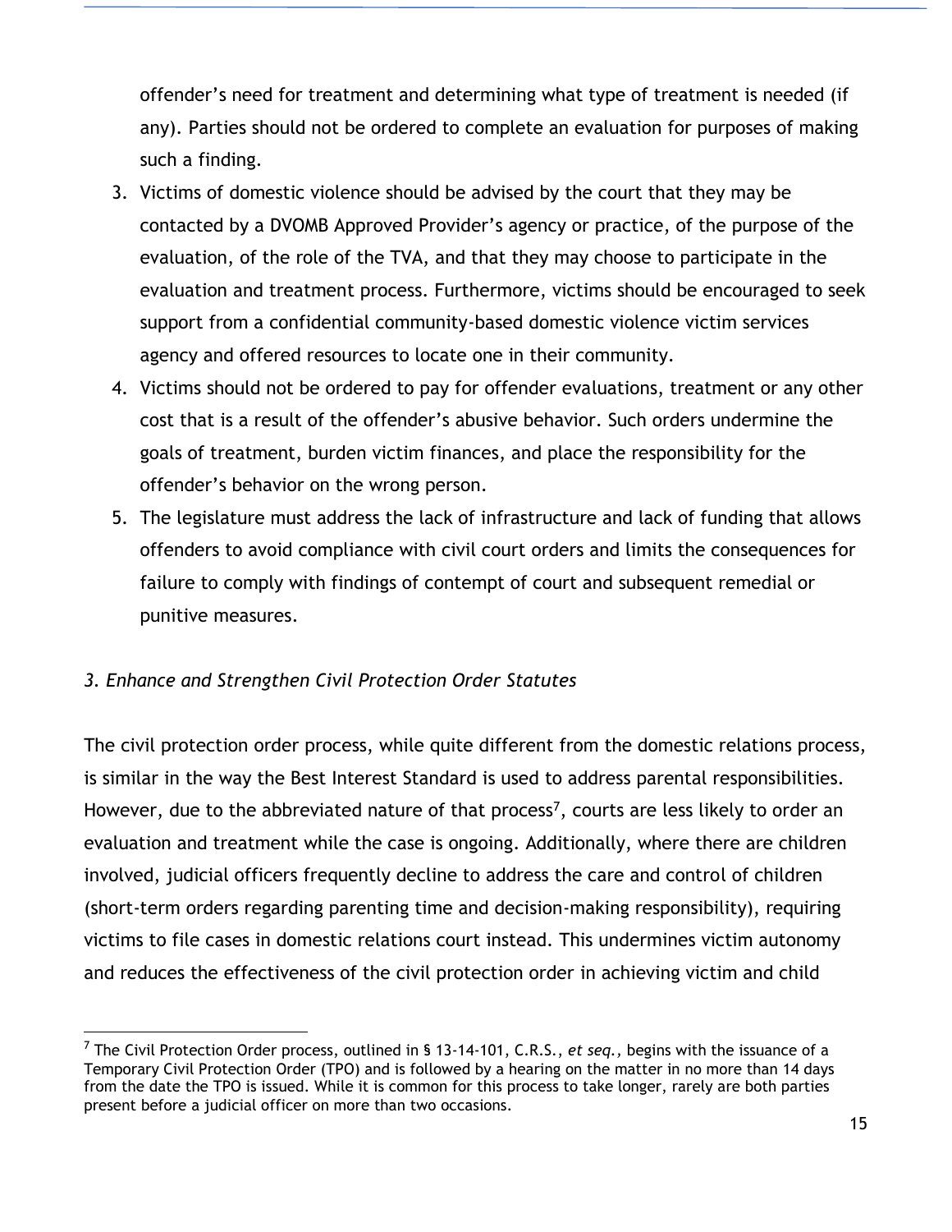offender's need for treatment and determining what type of treatment is needed (if any). Parties should not be ordered to complete an evaluation for purposes of making such a finding.

3. Victims of domestic violence should be advised by the court that they may be contacted by a DVOMB Approved Provider's agency or practice, of the purpose of the evaluation, of the role of the TVA, and that they may choose to participate in the evaluation and treatment process. Furthermore, victims should be encouraged to seek support from a confidential community-based domestic violence victim services agency and offered resources to locate one in their community.
4. Victims should not be ordered to pay for offender evaluations, treatment or any other cost that is a result of the offender's abusive behavior. Such orders undermine the goals of treatment, burden victim finances, and place the responsibility for the offender's behavior on the wrong person.
5. The legislature must address the lack of infrastructure and lack of funding that allows offenders to avoid compliance with civil court orders and limits the consequences for failure to comply with findings of contempt of court and subsequent remedial or punitive measures.

*3. Enhance and Strengthen Civil Protection Order Statutes*

The civil protection order process, while quite different from the domestic relations process, is similar in the way the Best Interest Standard is used to address parental responsibilities. However, due to the abbreviated nature of that process[7], courts are less likely to order an evaluation and treatment while the case is ongoing. Additionally, where there are children involved, judicial officers frequently decline to address the care and control of children (short-term orders regarding parenting time and decision-making responsibility), requiring victims to file cases in domestic relations court instead. This undermines victim autonomy and reduces the effectiveness of the civil protection order in achieving victim and child

[7] The Civil Protection Order process, outlined in § 13-14-101, C.R.S., *et seq.*, begins with the issuance of a Temporary Civil Protection Order (TPO) and is followed by a hearing on the matter in no more than 14 days from the date the TPO is issued. While it is common for this process to take longer, rarely are both parties present before a judicial officer on more than two occasions.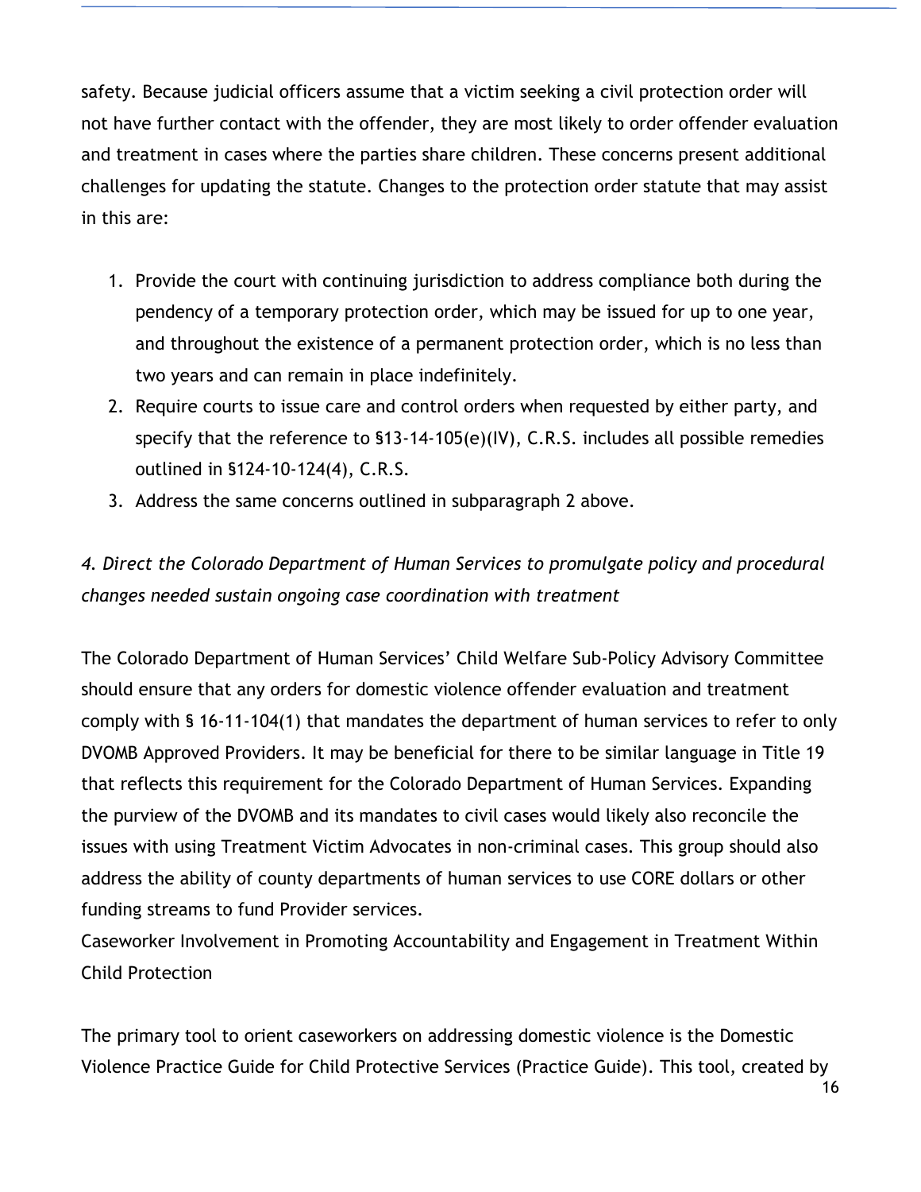safety. Because judicial officers assume that a victim seeking a civil protection order will not have further contact with the offender, they are most likely to order offender evaluation and treatment in cases where the parties share children. These concerns present additional challenges for updating the statute. Changes to the protection order statute that may assist in this are:

1. Provide the court with continuing jurisdiction to address compliance both during the pendency of a temporary protection order, which may be issued for up to one year, and throughout the existence of a permanent protection order, which is no less than two years and can remain in place indefinitely.
2. Require courts to issue care and control orders when requested by either party, and specify that the reference to §13-14-105(e)(IV), C.R.S. includes all possible remedies outlined in §124-10-124(4), C.R.S.
3. Address the same concerns outlined in subparagraph 2 above.

*4. Direct the Colorado Department of Human Services to promulgate policy and procedural changes needed sustain ongoing case coordination with treatment*

The Colorado Department of Human Services' Child Welfare Sub-Policy Advisory Committee should ensure that any orders for domestic violence offender evaluation and treatment comply with § 16-11-104(1) that mandates the department of human services to refer to only DVOMB Approved Providers. It may be beneficial for there to be similar language in Title 19 that reflects this requirement for the Colorado Department of Human Services. Expanding the purview of the DVOMB and its mandates to civil cases would likely also reconcile the issues with using Treatment Victim Advocates in non-criminal cases. This group should also address the ability of county departments of human services to use CORE dollars or other funding streams to fund Provider services.

Caseworker Involvement in Promoting Accountability and Engagement in Treatment Within Child Protection

The primary tool to orient caseworkers on addressing domestic violence is the Domestic Violence Practice Guide for Child Protective Services (Practice Guide). This tool, created by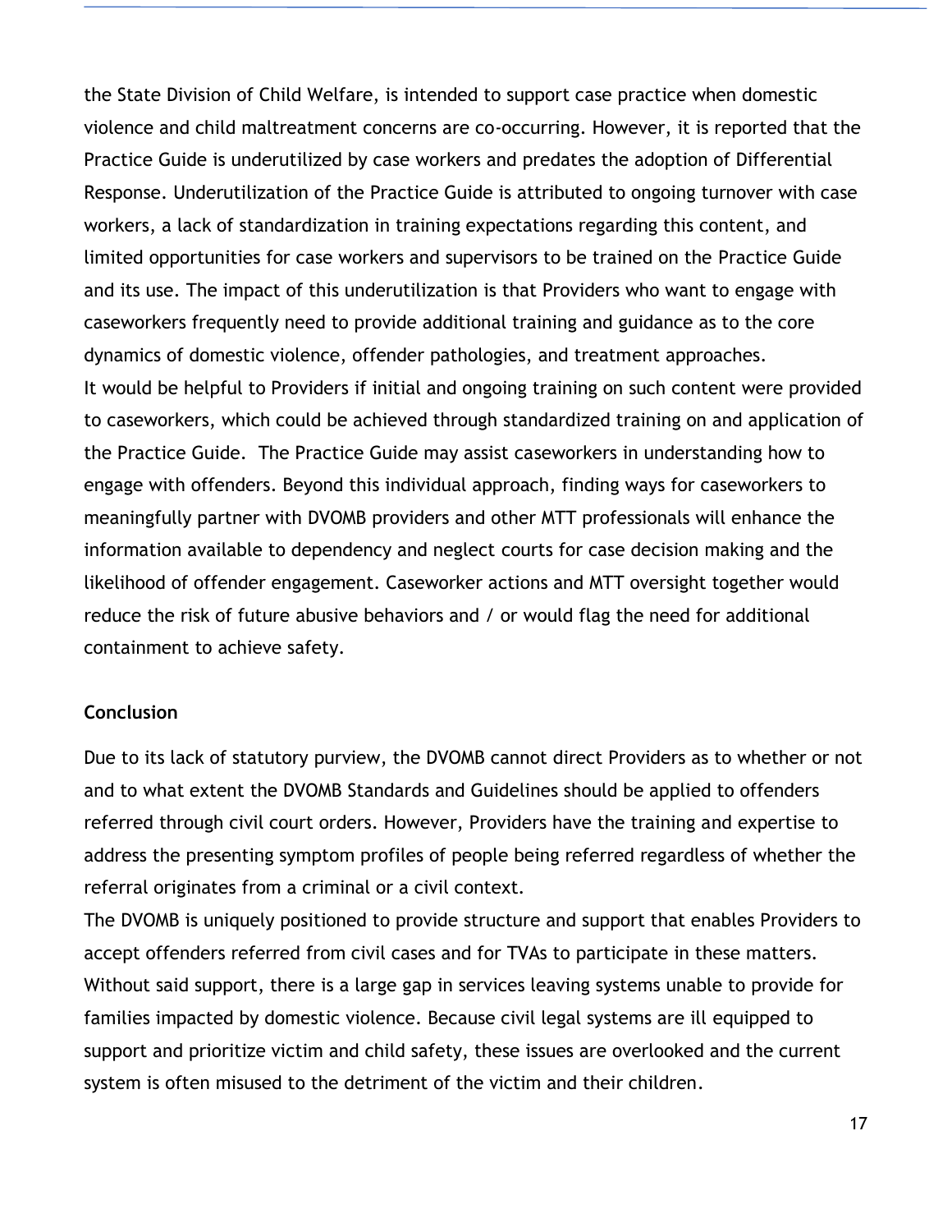the State Division of Child Welfare, is intended to support case practice when domestic violence and child maltreatment concerns are co-occurring. However, it is reported that the Practice Guide is underutilized by case workers and predates the adoption of Differential Response. Underutilization of the Practice Guide is attributed to ongoing turnover with case workers, a lack of standardization in training expectations regarding this content, and limited opportunities for case workers and supervisors to be trained on the Practice Guide and its use. The impact of this underutilization is that Providers who want to engage with caseworkers frequently need to provide additional training and guidance as to the core dynamics of domestic violence, offender pathologies, and treatment approaches.

It would be helpful to Providers if initial and ongoing training on such content were provided to caseworkers, which could be achieved through standardized training on and application of the Practice Guide. The Practice Guide may assist caseworkers in understanding how to engage with offenders. Beyond this individual approach, finding ways for caseworkers to meaningfully partner with DVOMB providers and other MTT professionals will enhance the information available to dependency and neglect courts for case decision making and the likelihood of offender engagement. Caseworker actions and MTT oversight together would reduce the risk of future abusive behaviors and / or would flag the need for additional containment to achieve safety.

**Conclusion**

Due to its lack of statutory purview, the DVOMB cannot direct Providers as to whether or not and to what extent the DVOMB Standards and Guidelines should be applied to offenders referred through civil court orders. However, Providers have the training and expertise to address the presenting symptom profiles of people being referred regardless of whether the referral originates from a criminal or a civil context.

The DVOMB is uniquely positioned to provide structure and support that enables Providers to accept offenders referred from civil cases and for TVAs to participate in these matters. Without said support, there is a large gap in services leaving systems unable to provide for families impacted by domestic violence. Because civil legal systems are ill equipped to support and prioritize victim and child safety, these issues are overlooked and the current system is often misused to the detriment of the victim and their children.